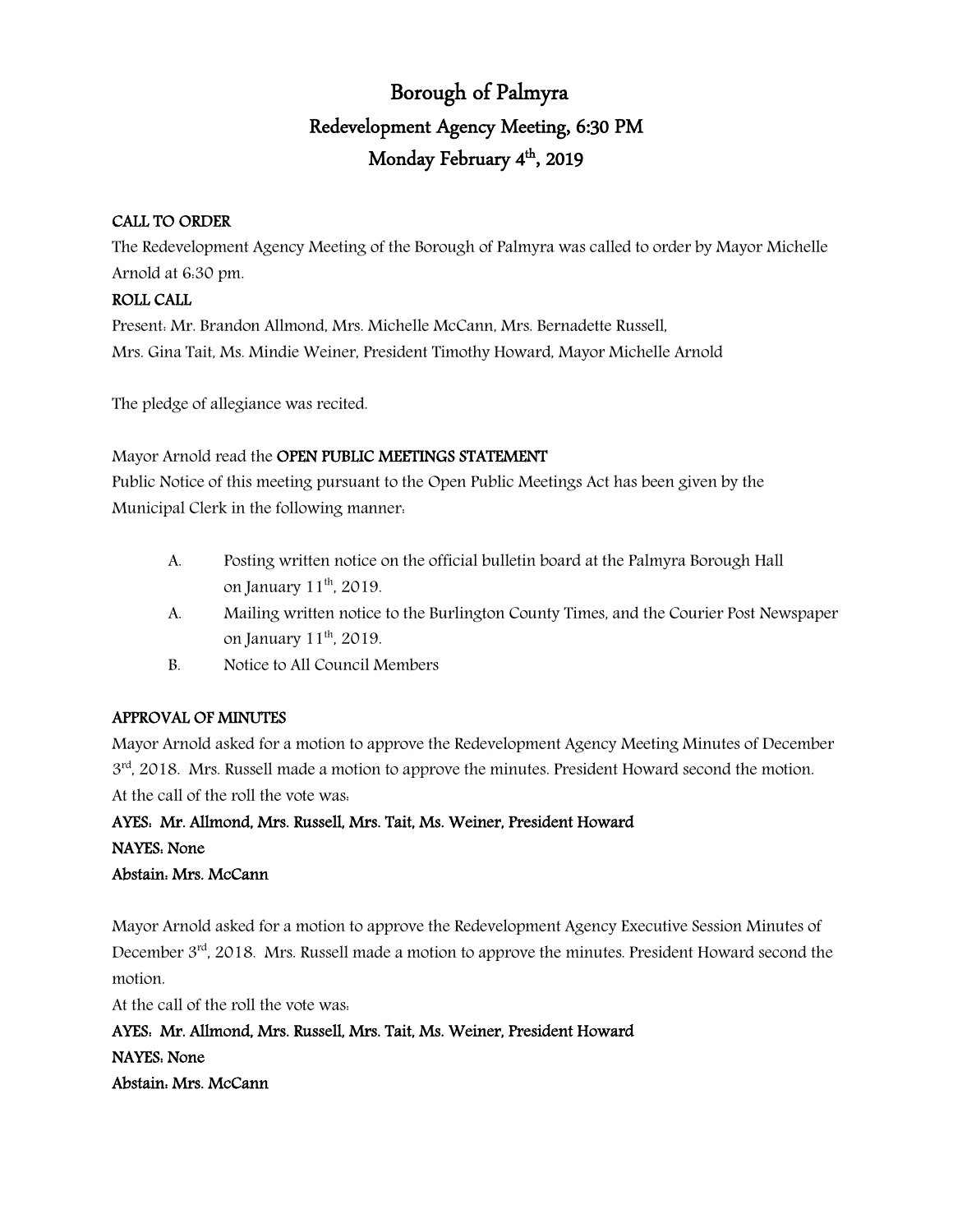# Borough of Palmyra

## Redevelopment Agency Meeting, 6:30 PM

## Monday February 4th, 2019

**CALL TO ORDER**

The Redevelopment Agency Meeting of the Borough of Palmyra was called to order by Mayor Michelle Arnold at 6:30 pm.

**ROLL CALL**

Present: Mr. Brandon Allmond, Mrs. Michelle McCann, Mrs. Bernadette Russell, Mrs. Gina Tait, Ms. Mindie Weiner, President Timothy Howard, Mayor Michelle Arnold

The pledge of allegiance was recited.

Mayor Arnold read the **OPEN PUBLIC MEETINGS STATEMENT**

Public Notice of this meeting pursuant to the Open Public Meetings Act has been given by the Municipal Clerk in the following manner:

A. Posting written notice on the official bulletin board at the Palmyra Borough Hall on January 11th, 2019.

A. Mailing written notice to the Burlington County Times, and the Courier Post Newspaper on January 11th, 2019.

B. Notice to All Council Members

**APPROVAL OF MINUTES**

Mayor Arnold asked for a motion to approve the Redevelopment Agency Meeting Minutes of December 3rd, 2018. Mrs. Russell made a motion to approve the minutes. President Howard second the motion.

At the call of the roll the vote was:

**AYES: Mr. Allmond, Mrs. Russell, Mrs. Tait, Ms. Weiner, President Howard**

**NAYES: None**

**Abstain: Mrs. McCann**

Mayor Arnold asked for a motion to approve the Redevelopment Agency Executive Session Minutes of December 3rd, 2018. Mrs. Russell made a motion to approve the minutes. President Howard second the motion.

At the call of the roll the vote was:

**AYES: Mr. Allmond, Mrs. Russell, Mrs. Tait, Ms. Weiner, President Howard**

**NAYES: None**

**Abstain: Mrs. McCann**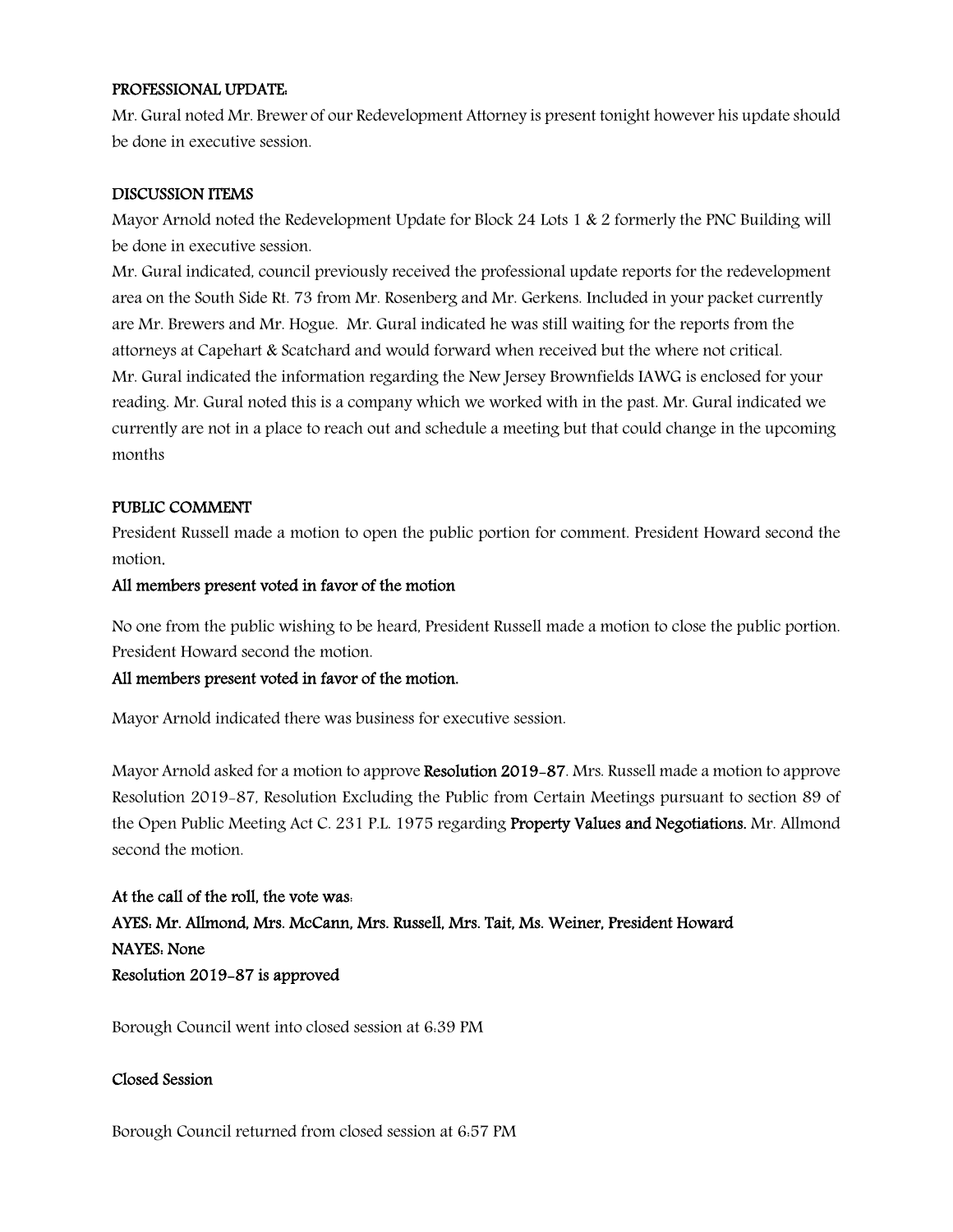**PROFESSIONAL UPDATE:**

Mr. Gural noted Mr. Brewer of our Redevelopment Attorney is present tonight however his update should be done in executive session.

**DISCUSSION ITEMS**

Mayor Arnold noted the Redevelopment Update for Block 24 Lots 1 & 2 formerly the PNC Building will be done in executive session.

Mr. Gural indicated, council previously received the professional update reports for the redevelopment area on the South Side Rt. 73 from Mr. Rosenberg and Mr. Gerkens. Included in your packet currently are Mr. Brewers and Mr. Hogue. Mr. Gural indicated he was still waiting for the reports from the attorneys at Capehart & Scatchard and would forward when received but the where not critical.

Mr. Gural indicated the information regarding the New Jersey Brownfields IAWG is enclosed for your reading. Mr. Gural noted this is a company which we worked with in the past. Mr. Gural indicated we currently are not in a place to reach out and schedule a meeting but that could change in the upcoming months

**PUBLIC COMMENT**

President Russell made a motion to open the public portion for comment. President Howard second the motion.

**All members present voted in favor of the motion**

No one from the public wishing to be heard, President Russell made a motion to close the public portion. President Howard second the motion.

**All members present voted in favor of the motion.**

Mayor Arnold indicated there was business for executive session.

Mayor Arnold asked for a motion to approve **Resolution 2019-87**. Mrs. Russell made a motion to approve Resolution 2019-87, Resolution Excluding the Public from Certain Meetings pursuant to section 89 of the Open Public Meeting Act C. 231 P.L. 1975 regarding **Property Values and Negotiations.** Mr. Allmond second the motion.

**At the call of the roll, the vote was:**
**AYES: Mr. Allmond, Mrs. McCann, Mrs. Russell, Mrs. Tait, Ms. Weiner, President Howard**
**NAYES: None**
**Resolution 2019-87 is approved**

Borough Council went into closed session at 6:39 PM

**Closed Session**

Borough Council returned from closed session at 6:57 PM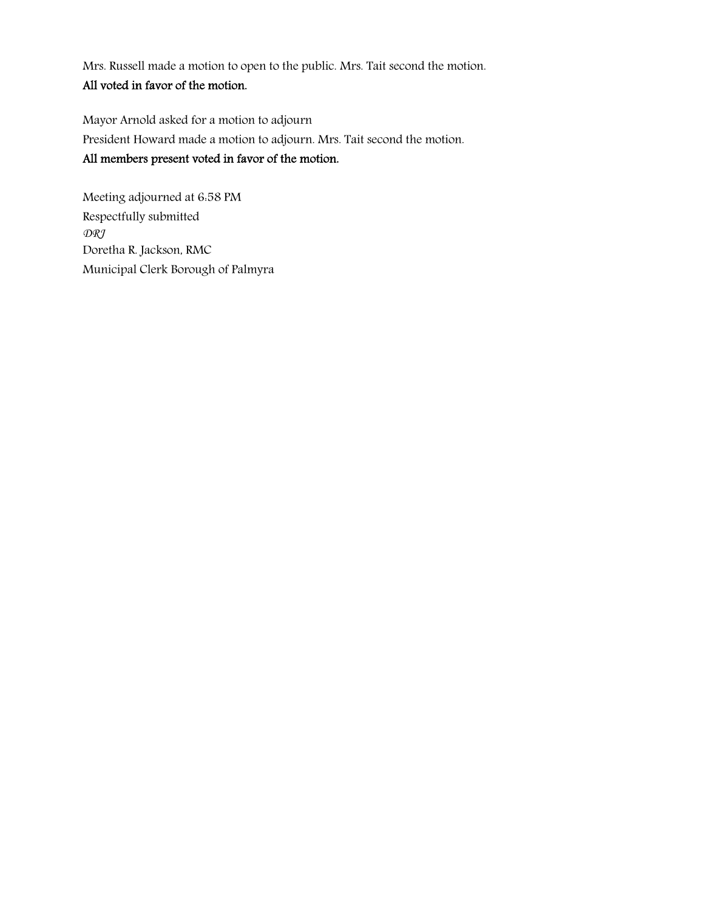Mrs. Russell made a motion to open to the public. Mrs. Tait second the motion.
**All voted in favor of the motion.**

Mayor Arnold asked for a motion to adjourn
President Howard made a motion to adjourn. Mrs. Tait second the motion.
**All members present voted in favor of the motion.**

Meeting adjourned at 6:58 PM
Respectfully submitted
*DRJ*
Doretha R. Jackson, RMC
Municipal Clerk Borough of Palmyra